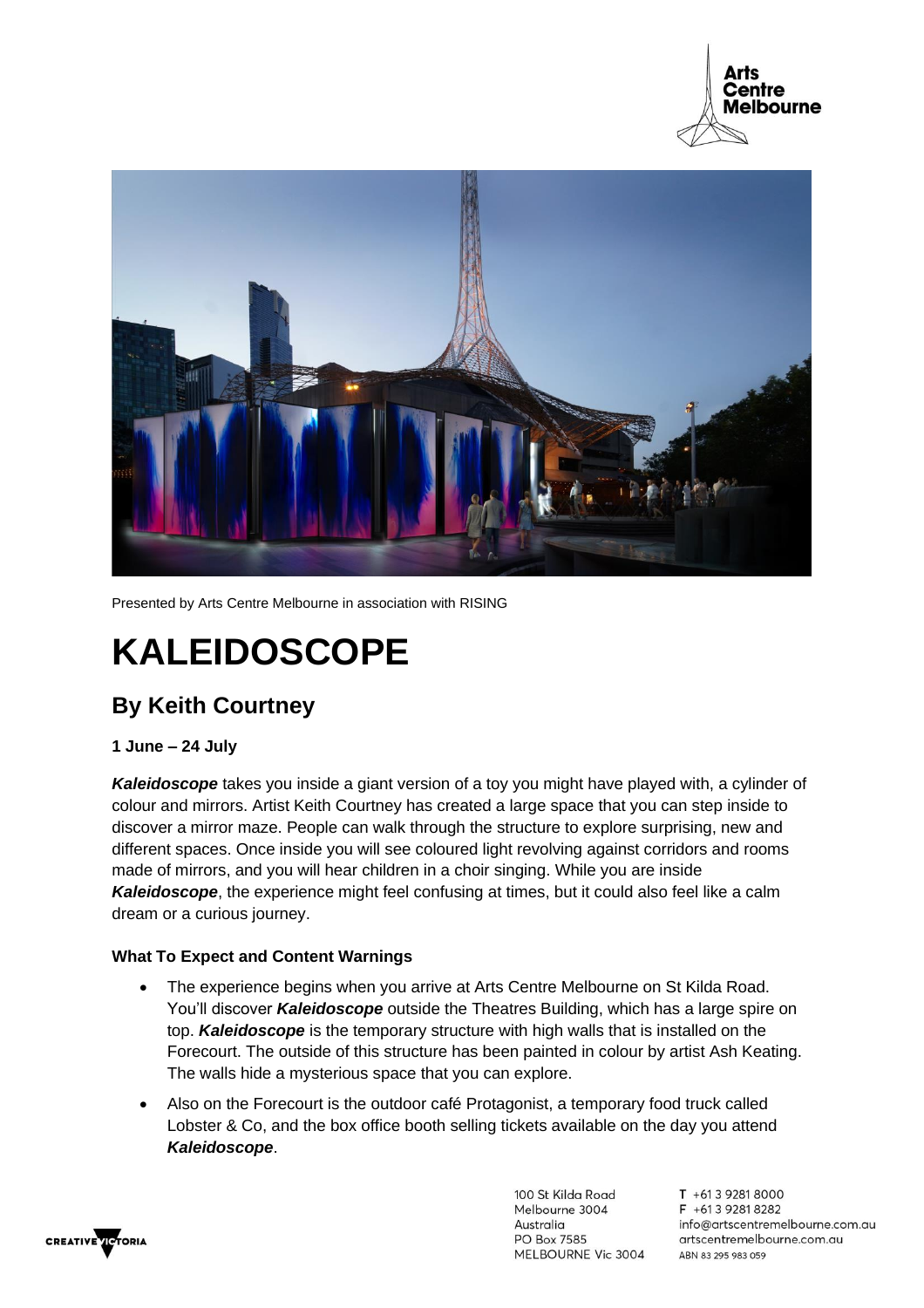Presented by Arts Centre Melbourne in association with RISING

# KALEIDOSCOPE

## By Keith Courtney

**1 June – 24 July**

***Kaleidoscope*** takes you inside a giant version of a toy you might have played with, a cylinder of colour and mirrors. Artist Keith Courtney has created a large space that you can step inside to discover a mirror maze. People can walk through the structure to explore surprising, new and different spaces. Once inside you will see coloured light revolving against corridors and rooms made of mirrors, and you will hear children in a choir singing. While you are inside ***Kaleidoscope***, the experience might feel confusing at times, but it could also feel like a calm dream or a curious journey.

### What To Expect and Content Warnings

- The experience begins when you arrive at Arts Centre Melbourne on St Kilda Road. You'll discover ***Kaleidoscope*** outside the Theatres Building, which has a large spire on top. ***Kaleidoscope*** is the temporary structure with high walls that is installed on the Forecourt. The outside of this structure has been painted in colour by artist Ash Keating. The walls hide a mysterious space that you can explore.
- Also on the Forecourt is the outdoor café Protagonist, a temporary food truck called Lobster & Co, and the box office booth selling tickets available on the day you attend ***Kaleidoscope***.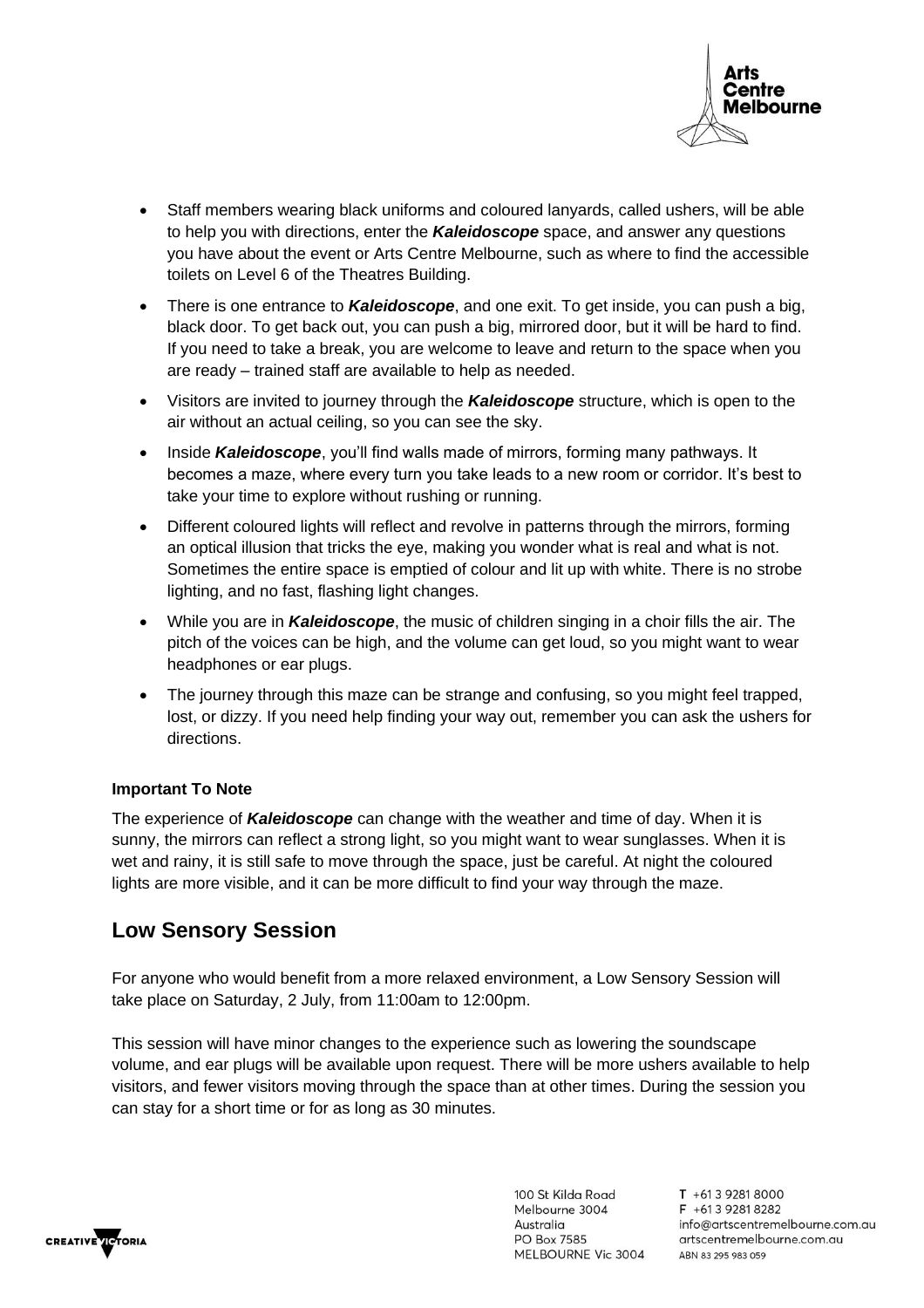- Staff members wearing black uniforms and coloured lanyards, called ushers, will be able to help you with directions, enter the ***Kaleidoscope*** space, and answer any questions you have about the event or Arts Centre Melbourne, such as where to find the accessible toilets on Level 6 of the Theatres Building.
- There is one entrance to ***Kaleidoscope***, and one exit. To get inside, you can push a big, black door. To get back out, you can push a big, mirrored door, but it will be hard to find. If you need to take a break, you are welcome to leave and return to the space when you are ready – trained staff are available to help as needed.
- Visitors are invited to journey through the ***Kaleidoscope*** structure, which is open to the air without an actual ceiling, so you can see the sky.
- Inside ***Kaleidoscope***, you'll find walls made of mirrors, forming many pathways. It becomes a maze, where every turn you take leads to a new room or corridor. It's best to take your time to explore without rushing or running.
- Different coloured lights will reflect and revolve in patterns through the mirrors, forming an optical illusion that tricks the eye, making you wonder what is real and what is not. Sometimes the entire space is emptied of colour and lit up with white. There is no strobe lighting, and no fast, flashing light changes.
- While you are in ***Kaleidoscope***, the music of children singing in a choir fills the air. The pitch of the voices can be high, and the volume can get loud, so you might want to wear headphones or ear plugs.
- The journey through this maze can be strange and confusing, so you might feel trapped, lost, or dizzy. If you need help finding your way out, remember you can ask the ushers for directions.

**Important To Note**

The experience of ***Kaleidoscope*** can change with the weather and time of day. When it is sunny, the mirrors can reflect a strong light, so you might want to wear sunglasses. When it is wet and rainy, it is still safe to move through the space, just be careful. At night the coloured lights are more visible, and it can be more difficult to find your way through the maze.

## Low Sensory Session

For anyone who would benefit from a more relaxed environment, a Low Sensory Session will take place on Saturday, 2 July, from 11:00am to 12:00pm.

This session will have minor changes to the experience such as lowering the soundscape volume, and ear plugs will be available upon request. There will be more ushers available to help visitors, and fewer visitors moving through the space than at other times. During the session you can stay for a short time or for as long as 30 minutes.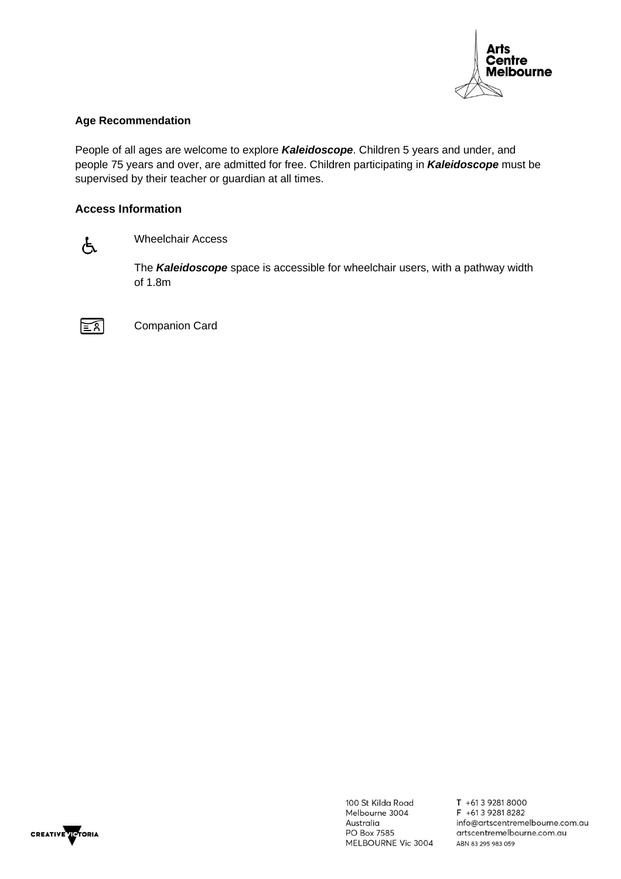## Age Recommendation

People of all ages are welcome to explore ***Kaleidoscope***. Children 5 years and under, and people 75 years and over, are admitted for free. Children participating in ***Kaleidoscope*** must be supervised by their teacher or guardian at all times.

## Access Information

Wheelchair Access

The ***Kaleidoscope*** space is accessible for wheelchair users, with a pathway width of 1.8m

Companion Card